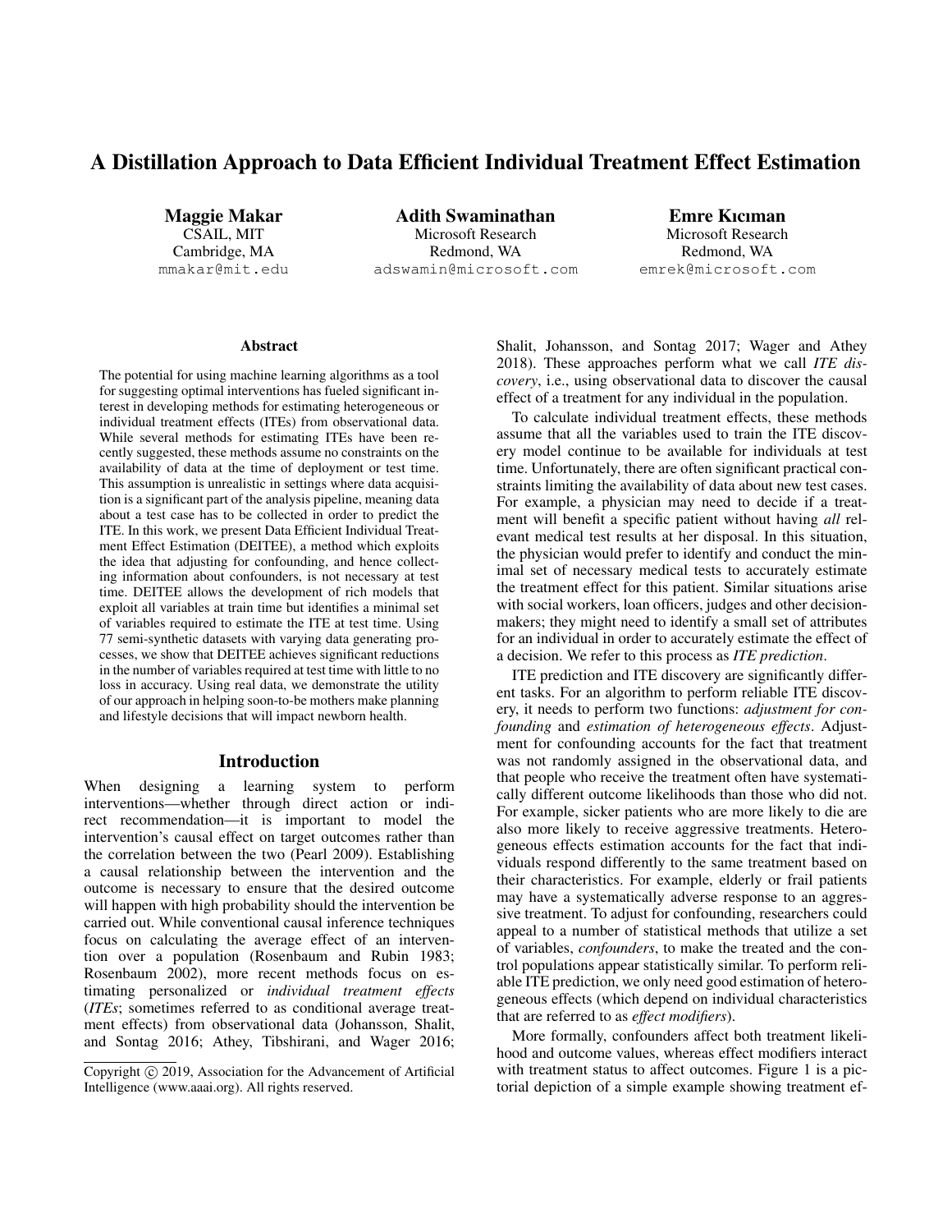# A Distillation Approach to Data Efficient Individual Treatment Effect Estimation

**Maggie Makar**
CSAIL, MIT
Cambridge, MA
mmakar@mit.edu

**Adith Swaminathan**
Microsoft Research
Redmond, WA
adswamin@microsoft.com

**Emre Kıcıman**
Microsoft Research
Redmond, WA
emrek@microsoft.com

### Abstract

The potential for using machine learning algorithms as a tool for suggesting optimal interventions has fueled significant interest in developing methods for estimating heterogeneous or individual treatment effects (ITEs) from observational data. While several methods for estimating ITEs have been recently suggested, these methods assume no constraints on the availability of data at the time of deployment or test time. This assumption is unrealistic in settings where data acquisition is a significant part of the analysis pipeline, meaning data about a test case has to be collected in order to predict the ITE. In this work, we present Data Efficient Individual Treatment Effect Estimation (DEITEE), a method which exploits the idea that adjusting for confounding, and hence collecting information about confounders, is not necessary at test time. DEITEE allows the development of rich models that exploit all variables at train time but identifies a minimal set of variables required to estimate the ITE at test time. Using 77 semi-synthetic datasets with varying data generating processes, we show that DEITEE achieves significant reductions in the number of variables required at test time with little to no loss in accuracy. Using real data, we demonstrate the utility of our approach in helping soon-to-be mothers make planning and lifestyle decisions that will impact newborn health.

## Introduction

When designing a learning system to perform interventions—whether through direct action or indirect recommendation—it is important to model the intervention's causal effect on target outcomes rather than the correlation between the two (Pearl 2009). Establishing a causal relationship between the intervention and the outcome is necessary to ensure that the desired outcome will happen with high probability should the intervention be carried out. While conventional causal inference techniques focus on calculating the average effect of an intervention over a population (Rosenbaum and Rubin 1983; Rosenbaum 2002), more recent methods focus on estimating personalized or *individual treatment effects* (*ITEs*; sometimes referred to as conditional average treatment effects) from observational data (Johansson, Shalit, and Sontag 2016; Athey, Tibshirani, and Wager 2016; Shalit, Johansson, and Sontag 2017; Wager and Athey 2018). These approaches perform what we call *ITE discovery*, i.e., using observational data to discover the causal effect of a treatment for any individual in the population.

To calculate individual treatment effects, these methods assume that all the variables used to train the ITE discovery model continue to be available for individuals at test time. Unfortunately, there are often significant practical constraints limiting the availability of data about new test cases. For example, a physician may need to decide if a treatment will benefit a specific patient without having *all* relevant medical test results at her disposal. In this situation, the physician would prefer to identify and conduct the minimal set of necessary medical tests to accurately estimate the treatment effect for this patient. Similar situations arise with social workers, loan officers, judges and other decision-makers; they might need to identify a small set of attributes for an individual in order to accurately estimate the effect of a decision. We refer to this process as *ITE prediction*.

ITE prediction and ITE discovery are significantly different tasks. For an algorithm to perform reliable ITE discovery, it needs to perform two functions: *adjustment for confounding* and *estimation of heterogeneous effects*. Adjustment for confounding accounts for the fact that treatment was not randomly assigned in the observational data, and that people who receive the treatment often have systematically different outcome likelihoods than those who did not. For example, sicker patients who are more likely to die are also more likely to receive aggressive treatments. Heterogeneous effects estimation accounts for the fact that individuals respond differently to the same treatment based on their characteristics. For example, elderly or frail patients may have a systematically adverse response to an aggressive treatment. To adjust for confounding, researchers could appeal to a number of statistical methods that utilize a set of variables, *confounders*, to make the treated and the control populations appear statistically similar. To perform reliable ITE prediction, we only need good estimation of heterogeneous effects (which depend on individual characteristics that are referred to as *effect modifiers*).

More formally, confounders affect both treatment likelihood and outcome values, whereas effect modifiers interact with treatment status to affect outcomes. Figure 1 is a pictorial depiction of a simple example showing treatment ef-

Copyright © 2019, Association for the Advancement of Artificial Intelligence (www.aaai.org). All rights reserved.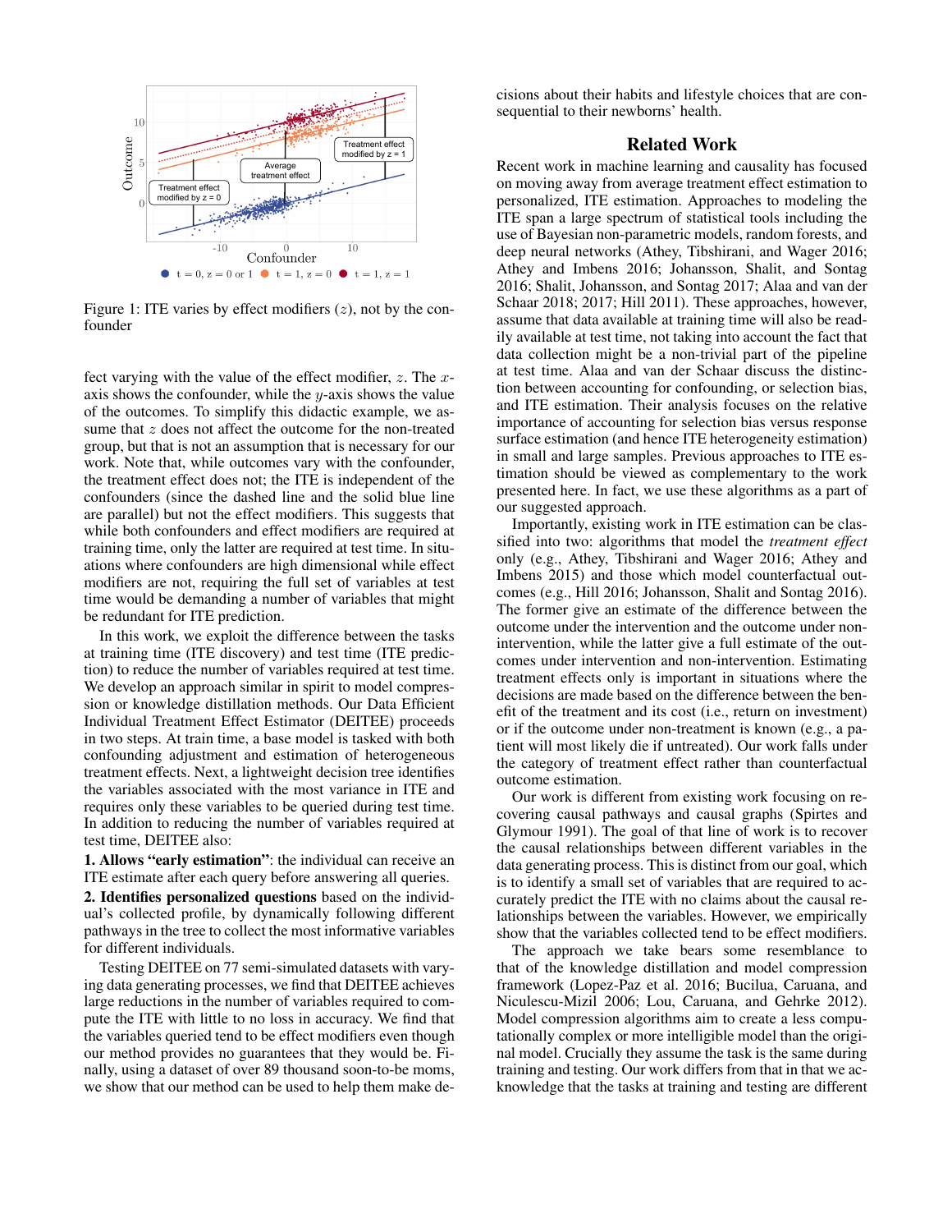Figure 1: ITE varies by effect modifiers ($z$), not by the confounder

fect varying with the value of the effect modifier, $z$. The $x$-axis shows the confounder, while the $y$-axis shows the value of the outcomes. To simplify this didactic example, we assume that $z$ does not affect the outcome for the non-treated group, but that is not an assumption that is necessary for our work. Note that, while outcomes vary with the confounder, the treatment effect does not; the ITE is independent of the confounders (since the dashed line and the solid blue line are parallel) but not the effect modifiers. This suggests that while both confounders and effect modifiers are required at training time, only the latter are required at test time. In situations where confounders are high dimensional while effect modifiers are not, requiring the full set of variables at test time would be demanding a number of variables that might be redundant for ITE prediction.

In this work, we exploit the difference between the tasks at training time (ITE discovery) and test time (ITE prediction) to reduce the number of variables required at test time. We develop an approach similar in spirit to model compression or knowledge distillation methods. Our Data Efficient Individual Treatment Effect Estimator (DEITEE) proceeds in two steps. At train time, a base model is tasked with both confounding adjustment and estimation of heterogeneous treatment effects. Next, a lightweight decision tree identifies the variables associated with the most variance in ITE and requires only these variables to be queried during test time. In addition to reducing the number of variables required at test time, DEITEE also:

**1. Allows "early estimation"**: the individual can receive an ITE estimate after each query before answering all queries.

**2. Identifies personalized questions** based on the individual's collected profile, by dynamically following different pathways in the tree to collect the most informative variables for different individuals.

Testing DEITEE on 77 semi-simulated datasets with varying data generating processes, we find that DEITEE achieves large reductions in the number of variables required to compute the ITE with little to no loss in accuracy. We find that the variables queried tend to be effect modifiers even though our method provides no guarantees that they would be. Finally, using a dataset of over 89 thousand soon-to-be moms, we show that our method can be used to help them make decisions about their habits and lifestyle choices that are consequential to their newborns' health.

## Related Work

Recent work in machine learning and causality has focused on moving away from average treatment effect estimation to personalized, ITE estimation. Approaches to modeling the ITE span a large spectrum of statistical tools including the use of Bayesian non-parametric models, random forests, and deep neural networks (Athey, Tibshirani, and Wager 2016; Athey and Imbens 2016; Johansson, Shalit, and Sontag 2016; Shalit, Johansson, and Sontag 2017; Alaa and van der Schaar 2018; 2017; Hill 2011). These approaches, however, assume that data available at training time will also be readily available at test time, not taking into account the fact that data collection might be a non-trivial part of the pipeline at test time. Alaa and van der Schaar discuss the distinction between accounting for confounding, or selection bias, and ITE estimation. Their analysis focuses on the relative importance of accounting for selection bias versus response surface estimation (and hence ITE heterogeneity estimation) in small and large samples. Previous approaches to ITE estimation should be viewed as complementary to the work presented here. In fact, we use these algorithms as a part of our suggested approach.

Importantly, existing work in ITE estimation can be classified into two: algorithms that model the *treatment effect* only (e.g., Athey, Tibshirani and Wager 2016; Athey and Imbens 2015) and those which model counterfactual outcomes (e.g., Hill 2016; Johansson, Shalit and Sontag 2016). The former give an estimate of the difference between the outcome under the intervention and the outcome under non-intervention, while the latter give a full estimate of the outcomes under intervention and non-intervention. Estimating treatment effects only is important in situations where the decisions are made based on the difference between the benefit of the treatment and its cost (i.e., return on investment) or if the outcome under non-treatment is known (e.g., a patient will most likely die if untreated). Our work falls under the category of treatment effect rather than counterfactual outcome estimation.

Our work is different from existing work focusing on recovering causal pathways and causal graphs (Spirtes and Glymour 1991). The goal of that line of work is to recover the causal relationships between different variables in the data generating process. This is distinct from our goal, which is to identify a small set of variables that are required to accurately predict the ITE with no claims about the causal relationships between the variables. However, we empirically show that the variables collected tend to be effect modifiers.

The approach we take bears some resemblance to that of the knowledge distillation and model compression framework (Lopez-Paz et al. 2016; Bucilua, Caruana, and Niculescu-Mizil 2006; Lou, Caruana, and Gehrke 2012). Model compression algorithms aim to create a less computationally complex or more intelligible model than the original model. Crucially they assume the task is the same during training and testing. Our work differs from that in that we acknowledge that the tasks at training and testing are different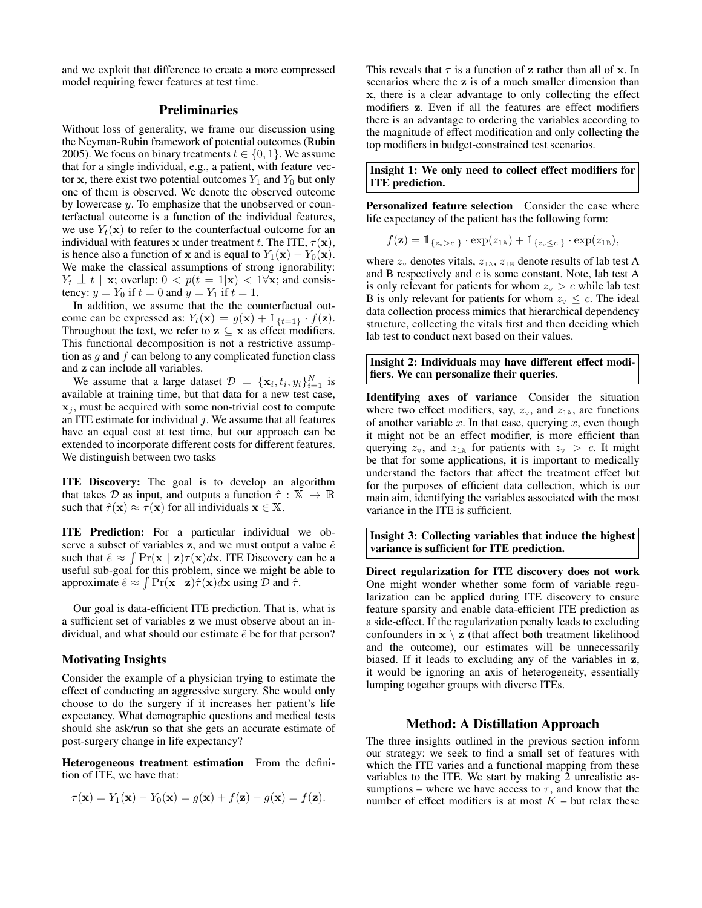and we exploit that difference to create a more compressed model requiring fewer features at test time.

## Preliminaries

Without loss of generality, we frame our discussion using the Neyman-Rubin framework of potential outcomes (Rubin 2005). We focus on binary treatments $t \in \{0, 1\}$. We assume that for a single individual, e.g., a patient, with feature vector $\mathbf{x}$, there exist two potential outcomes $Y_1$ and $Y_0$ but only one of them is observed. We denote the observed outcome by lowercase $y$. To emphasize that the unobserved or counterfactual outcome is a function of the individual features, we use $Y_t(\mathbf{x})$ to refer to the counterfactual outcome for an individual with features $\mathbf{x}$ under treatment $t$. The ITE, $\tau(\mathbf{x})$, is hence also a function of $\mathbf{x}$ and is equal to $Y_1(\mathbf{x}) - Y_0(\mathbf{x})$. We make the classical assumptions of strong ignorability: $Y_t \perp\!\!\!\perp t \mid \mathbf{x}$; overlap: $0 < p(t = 1|\mathbf{x}) < 1 \forall \mathbf{x}$; and consistency: $y = Y_0$ if $t = 0$ and $y = Y_1$ if $t = 1$.

In addition, we assume that the the counterfactual outcome can be expressed as: $Y_t(\mathbf{x}) = g(\mathbf{x}) + \mathbb{1}_{\{t=1\}} \cdot f(\mathbf{z})$. Throughout the text, we refer to $\mathbf{z} \subseteq \mathbf{x}$ as effect modifiers. This functional decomposition is not a restrictive assumption as $g$ and $f$ can belong to any complicated function class and $\mathbf{z}$ can include all variables.

We assume that a large dataset $\mathcal{D} = \{\mathbf{x}_i, t_i, y_i\}_{i=1}^N$ is available at training time, but that data for a new test case, $\mathbf{x}_j$, must be acquired with some non-trivial cost to compute an ITE estimate for individual $j$. We assume that all features have an equal cost at test time, but our approach can be extended to incorporate different costs for different features. We distinguish between two tasks

**ITE Discovery:** The goal is to develop an algorithm that takes $\mathcal{D}$ as input, and outputs a function $\hat{\tau} : \mathbb{X} \mapsto \mathbb{R}$ such that $\hat{\tau}(\mathbf{x}) \approx \tau(\mathbf{x})$ for all individuals $\mathbf{x} \in \mathbb{X}$.

**ITE Prediction:** For a particular individual we observe a subset of variables $\mathbf{z}$, and we must output a value $\hat{e}$ such that $\hat{e} \approx \int \Pr(\mathbf{x} \mid \mathbf{z})\tau(\mathbf{x})d\mathbf{x}$. ITE Discovery can be a useful sub-goal for this problem, since we might be able to approximate $\hat{e} \approx \int \Pr(\mathbf{x} \mid \mathbf{z})\hat{\tau}(\mathbf{x})d\mathbf{x}$ using $\mathcal{D}$ and $\hat{\tau}$.

Our goal is data-efficient ITE prediction. That is, what is a sufficient set of variables $\mathbf{z}$ we must observe about an individual, and what should our estimate $\hat{e}$ be for that person?

### Motivating Insights

Consider the example of a physician trying to estimate the effect of conducting an aggressive surgery. She would only choose to do the surgery if it increases her patient's life expectancy. What demographic questions and medical tests should she ask/run so that she gets an accurate estimate of post-surgery change in life expectancy?

**Heterogeneous treatment estimation** From the definition of ITE, we have that:

$$\tau(\mathbf{x}) = Y_1(\mathbf{x}) - Y_0(\mathbf{x}) = g(\mathbf{x}) + f(\mathbf{z}) - g(\mathbf{x}) = f(\mathbf{z}).$$

This reveals that $\tau$ is a function of $\mathbf{z}$ rather than all of $\mathbf{x}$. In scenarios where the $\mathbf{z}$ is of a much smaller dimension than $\mathbf{x}$, there is a clear advantage to only collecting the effect modifiers $\mathbf{z}$. Even if all the features are effect modifiers there is an advantage to ordering the variables according to the magnitude of effect modification and only collecting the top modifiers in budget-constrained test scenarios.

**Insight 1: We only need to collect effect modifiers for ITE prediction.**

**Personalized feature selection** Consider the case where life expectancy of the patient has the following form:

$$f(\mathbf{z}) = \mathbb{1}_{\{z_{\text{v}} > c\}} \cdot \exp(z_{\text{1A}}) + \mathbb{1}_{\{z_{\text{v}} \leq c\}} \cdot \exp(z_{\text{1B}}),$$

where $z_{\text{v}}$ denotes vitals, $z_{\text{1A}}$, $z_{\text{1B}}$ denote results of lab test A and B respectively and $c$ is some constant. Note, lab test A is only relevant for patients for whom $z_{\text{v}} > c$ while lab test B is only relevant for patients for whom $z_{\text{v}} \leq c$. The ideal data collection process mimics that hierarchical dependency structure, collecting the vitals first and then deciding which lab test to conduct next based on their values.

**Insight 2: Individuals may have different effect modifiers. We can personalize their queries.**

**Identifying axes of variance** Consider the situation where two effect modifiers, say, $z_{\text{v}}$, and $z_{\text{1A}}$, are functions of another variable $x$. In that case, querying $x$, even though it might not be an effect modifier, is more efficient than querying $z_{\text{v}}$, and $z_{\text{1A}}$ for patients with $z_{\text{v}} > c$. It might be that for some applications, it is important to medically understand the factors that affect the treatment effect but for the purposes of efficient data collection, which is our main aim, identifying the variables associated with the most variance in the ITE is sufficient.

**Insight 3: Collecting variables that induce the highest variance is sufficient for ITE prediction.**

**Direct regularization for ITE discovery does not work** One might wonder whether some form of variable regularization can be applied during ITE discovery to ensure feature sparsity and enable data-efficient ITE prediction as a side-effect. If the regularization penalty leads to excluding confounders in $\mathbf{x} \setminus \mathbf{z}$ (that affect both treatment likelihood and the outcome), our estimates will be unnecessarily biased. If it leads to excluding any of the variables in $\mathbf{z}$, it would be ignoring an axis of heterogeneity, essentially lumping together groups with diverse ITEs.

## Method: A Distillation Approach

The three insights outlined in the previous section inform our strategy: we seek to find a small set of features with which the ITE varies and a functional mapping from these variables to the ITE. We start by making 2 unrealistic assumptions – where we have access to $\tau$, and know that the number of effect modifiers is at most $K$ – but relax these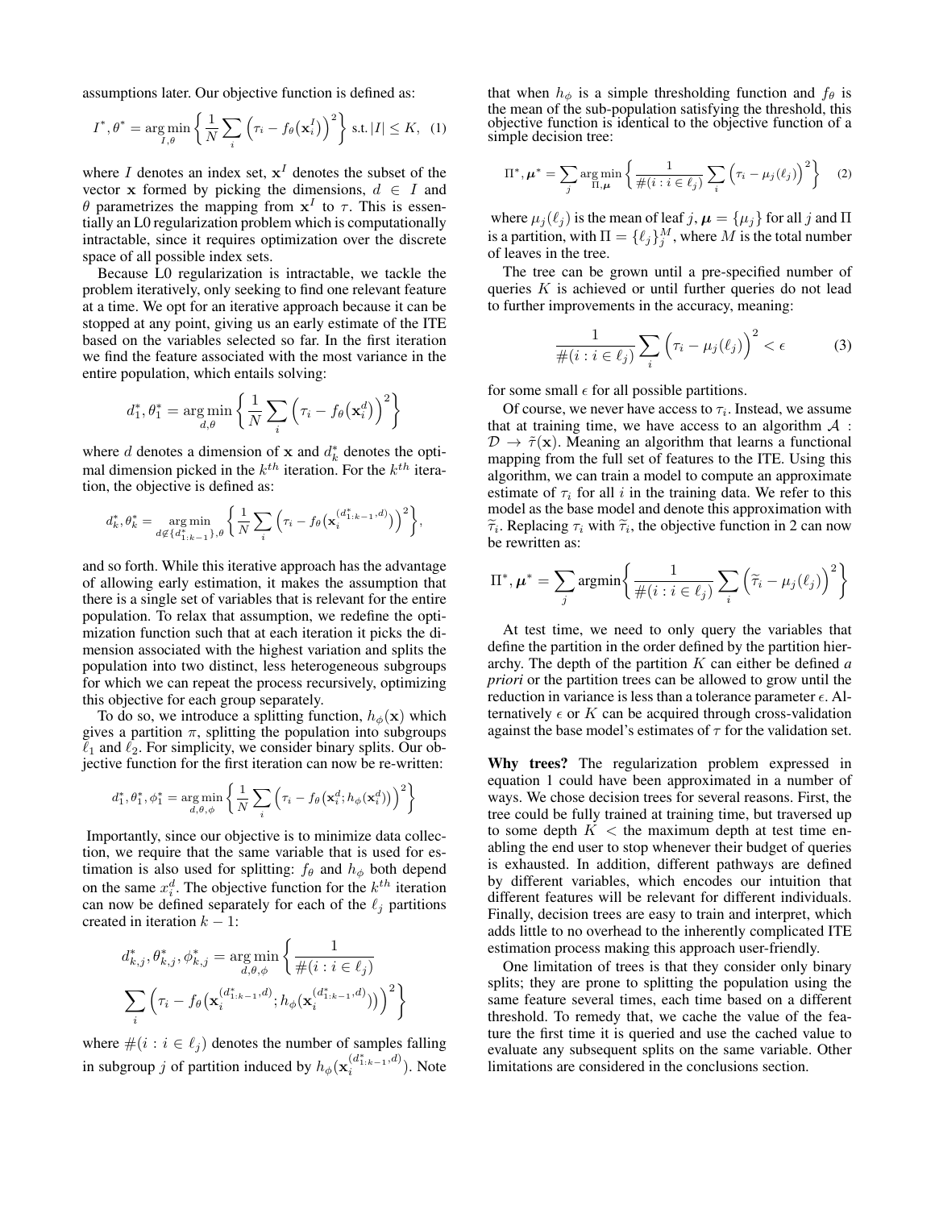assumptions later. Our objective function is defined as:

$$I^*, \theta^* = \arg\min_{I,\theta} \left\{ \frac{1}{N} \sum_i \Big( \tau_i - f_\theta\big(\mathbf{x}_i^I\big) \Big)^2 \right\} \text{ s.t. } |I| \leq K, \quad (1)$$

where $I$ denotes an index set, $\mathbf{x}^I$ denotes the subset of the vector $\mathbf{x}$ formed by picking the dimensions, $d \in I$ and $\theta$ parametrizes the mapping from $\mathbf{x}^I$ to $\tau$. This is essentially an L0 regularization problem which is computationally intractable, since it requires optimization over the discrete space of all possible index sets.

Because L0 regularization is intractable, we tackle the problem iteratively, only seeking to find one relevant feature at a time. We opt for an iterative approach because it can be stopped at any point, giving us an early estimate of the ITE based on the variables selected so far. In the first iteration we find the feature associated with the most variance in the entire population, which entails solving:

$$d_1^*, \theta_1^* = \arg\min_{d,\theta} \left\{ \frac{1}{N} \sum_i \Big( \tau_i - f_\theta\big(\mathbf{x}_i^d\big) \Big)^2 \right\}$$

where $d$ denotes a dimension of $\mathbf{x}$ and $d_k^*$ denotes the optimal dimension picked in the $k^{th}$ iteration. For the $k^{th}$ iteration, the objective is defined as:

$$d_k^*, \theta_k^* = \arg\min_{d \notin \{d_{1:k-1}^*\}, \theta} \left\{ \frac{1}{N} \sum_i \Big( \tau_i - f_\theta\big(\mathbf{x}_i^{(d_{1:k-1}^*, d)}\big) \Big)^2 \right\},$$

and so forth. While this iterative approach has the advantage of allowing early estimation, it makes the assumption that there is a single set of variables that is relevant for the entire population. To relax that assumption, we redefine the optimization function such that at each iteration it picks the dimension associated with the highest variation and splits the population into two distinct, less heterogeneous subgroups for which we can repeat the process recursively, optimizing this objective for each group separately.

To do so, we introduce a splitting function, $h_\phi(\mathbf{x})$ which gives a partition $\pi$, splitting the population into subgroups $\ell_1$ and $\ell_2$. For simplicity, we consider binary splits. Our objective function for the first iteration can now be re-written:

$$d_1^*, \theta_1^*, \phi_1^* = \arg\min_{d,\theta,\phi} \left\{ \frac{1}{N} \sum_i \Big( \tau_i - f_\theta\big(\mathbf{x}_i^d; h_\phi(\mathbf{x}_i^d)\big) \Big)^2 \right\}$$

Importantly, since our objective is to minimize data collection, we require that the same variable that is used for estimation is also used for splitting: $f_\theta$ and $h_\phi$ both depend on the same $x_i^d$. The objective function for the $k^{th}$ iteration can now be defined separately for each of the $\ell_j$ partitions created in iteration $k-1$:

$$d_{k,j}^*, \theta_{k,j}^*, \phi_{k,j}^* = \arg\min_{d,\theta,\phi} \left\{ \frac{1}{\#(i : i \in \ell_j)} \sum_i \Big( \tau_i - f_\theta\big(\mathbf{x}_i^{(d_{1:k-1}^*, d)}; h_\phi(\mathbf{x}_i^{(d_{1:k-1}^*, d)})\big) \Big)^2 \right\}$$

where $\#(i : i \in \ell_j)$ denotes the number of samples falling in subgroup $j$ of partition induced by $h_\phi(\mathbf{x}_i^{(d_{1:k-1}^*, d)})$. Note that when $h_\phi$ is a simple thresholding function and $f_\theta$ is the mean of the sub-population satisfying the threshold, this objective function is identical to the objective function of a simple decision tree:

$$\Pi^*, \boldsymbol{\mu}^* = \sum_j \arg\min_{\Pi, \boldsymbol{\mu}} \left\{ \frac{1}{\#(i : i \in \ell_j)} \sum_i \Big( \tau_i - \mu_j(\ell_j) \Big)^2 \right\} \quad (2)$$

where $\mu_j(\ell_j)$ is the mean of leaf $j$, $\boldsymbol{\mu} = \{\mu_j\}$ for all $j$ and $\Pi$ is a partition, with $\Pi = \{\ell_j\}_j^M$, where $M$ is the total number of leaves in the tree.

The tree can be grown until a pre-specified number of queries $K$ is achieved or until further queries do not lead to further improvements in the accuracy, meaning:

$$\frac{1}{\#(i : i \in \ell_j)} \sum_i \Big( \tau_i - \mu_j(\ell_j) \Big)^2 < \epsilon \quad (3)$$

for some small $\epsilon$ for all possible partitions.

Of course, we never have access to $\tau_i$. Instead, we assume that at training time, we have access to an algorithm $\mathcal{A} : \mathcal{D} \rightarrow \tilde{\tau}(\mathbf{x})$. Meaning an algorithm that learns a functional mapping from the full set of features to the ITE. Using this algorithm, we can train a model to compute an approximate estimate of $\tau_i$ for all $i$ in the training data. We refer to this model as the base model and denote this approximation with $\widetilde{\tau}_i$. Replacing $\tau_i$ with $\widetilde{\tau}_i$, the objective function in 2 can now be rewritten as:

$$\Pi^*, \boldsymbol{\mu}^* = \sum_j \text{argmin} \left\{ \frac{1}{\#(i : i \in \ell_j)} \sum_i \Big( \widetilde{\tau}_i - \mu_j(\ell_j) \Big)^2 \right\}$$

At test time, we need to only query the variables that define the partition in the order defined by the partition hierarchy. The depth of the partition $K$ can either be defined *a priori* or the partition trees can be allowed to grow until the reduction in variance is less than a tolerance parameter $\epsilon$. Alternatively $\epsilon$ or $K$ can be acquired through cross-validation against the base model's estimates of $\tau$ for the validation set.

**Why trees?** The regularization problem expressed in equation 1 could have been approximated in a number of ways. We chose decision trees for several reasons. First, the tree could be fully trained at training time, but traversed up to some depth $K <$ the maximum depth at test time enabling the end user to stop whenever their budget of queries is exhausted. In addition, different pathways are defined by different variables, which encodes our intuition that different features will be relevant for different individuals. Finally, decision trees are easy to train and interpret, which adds little to no overhead to the inherently complicated ITE estimation process making this approach user-friendly.

One limitation of trees is that they consider only binary splits; they are prone to splitting the population using the same feature several times, each time based on a different threshold. To remedy that, we cache the value of the feature the first time it is queried and use the cached value to evaluate any subsequent splits on the same variable. Other limitations are considered in the conclusions section.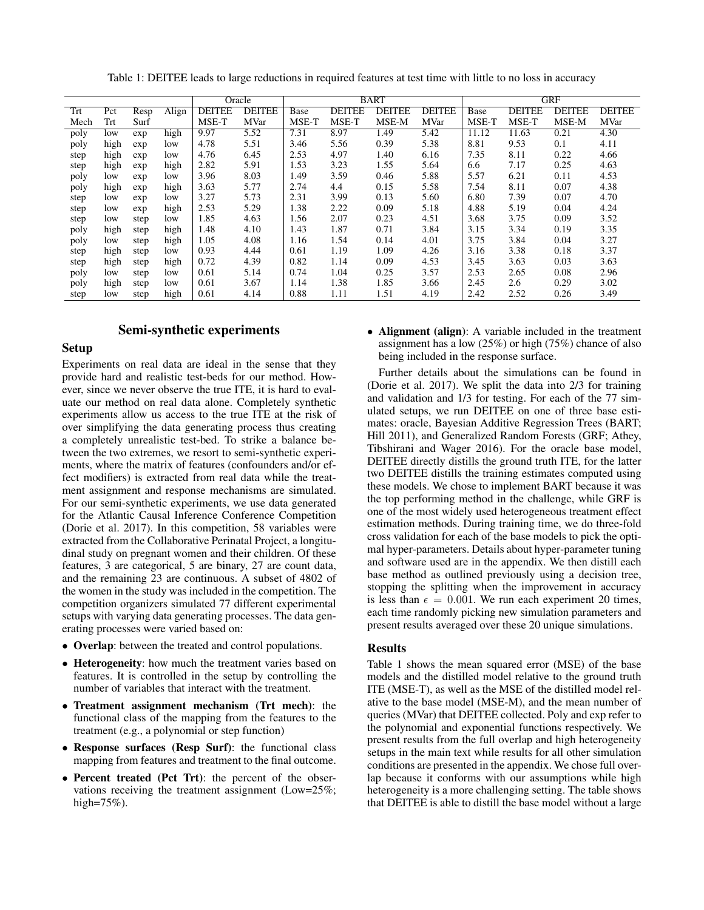Table 1: DEITEE leads to large reductions in required features at test time with little to no loss in accuracy

| | | | | Oracle | | BART | | | | GRF | | | |
|---|---|---|---|---|---|---|---|---|---|---|---|---|---|
| Trt Mech | Pct Trt | Resp Surf | Align | DEITEE MSE-T | DEITEE MVar | Base MSE-T | DEITEE MSE-T | DEITEE MSE-M | DEITEE MVar | Base MSE-T | DEITEE MSE-T | DEITEE MSE-M | DEITEE MVar |
| poly | low | exp | high | 9.97 | 5.52 | 7.31 | 8.97 | 1.49 | 5.42 | 11.12 | 11.63 | 0.21 | 4.30 |
| poly | high | exp | low | 4.78 | 5.51 | 3.46 | 5.56 | 0.39 | 5.38 | 8.81 | 9.53 | 0.1 | 4.11 |
| step | high | exp | low | 4.76 | 6.45 | 2.53 | 4.97 | 1.40 | 6.16 | 7.35 | 8.11 | 0.22 | 4.66 |
| step | high | exp | high | 2.82 | 5.91 | 1.53 | 3.23 | 1.55 | 5.64 | 6.6 | 7.17 | 0.25 | 4.63 |
| poly | low | exp | low | 3.96 | 8.03 | 1.49 | 3.59 | 0.46 | 5.88 | 5.57 | 6.21 | 0.11 | 4.53 |
| poly | high | exp | high | 3.63 | 5.77 | 2.74 | 4.4 | 0.15 | 5.58 | 7.54 | 8.11 | 0.07 | 4.38 |
| step | low | exp | low | 3.27 | 5.73 | 2.31 | 3.99 | 0.13 | 5.60 | 6.80 | 7.39 | 0.07 | 4.70 |
| step | low | exp | high | 2.53 | 5.29 | 1.38 | 2.22 | 0.09 | 5.18 | 4.88 | 5.19 | 0.04 | 4.24 |
| step | low | step | low | 1.85 | 4.63 | 1.56 | 2.07 | 0.23 | 4.51 | 3.68 | 3.75 | 0.09 | 3.52 |
| poly | high | step | high | 1.48 | 4.10 | 1.43 | 1.87 | 0.71 | 3.84 | 3.15 | 3.34 | 0.19 | 3.35 |
| poly | low | step | high | 1.05 | 4.08 | 1.16 | 1.54 | 0.14 | 4.01 | 3.75 | 3.84 | 0.04 | 3.27 |
| step | high | step | low | 0.93 | 4.44 | 0.61 | 1.19 | 1.09 | 4.26 | 3.16 | 3.38 | 0.18 | 3.37 |
| step | high | step | high | 0.72 | 4.39 | 0.82 | 1.14 | 0.09 | 4.53 | 3.45 | 3.63 | 0.03 | 3.63 |
| poly | low | step | low | 0.61 | 5.14 | 0.74 | 1.04 | 0.25 | 3.57 | 2.53 | 2.65 | 0.08 | 2.96 |
| poly | high | step | low | 0.61 | 3.67 | 1.14 | 1.38 | 1.85 | 3.66 | 2.45 | 2.6 | 0.29 | 3.02 |
| step | low | step | high | 0.61 | 4.14 | 0.88 | 1.11 | 1.51 | 4.19 | 2.42 | 2.52 | 0.26 | 3.49 |

## Semi-synthetic experiments

### Setup

Experiments on real data are ideal in the sense that they provide hard and realistic test-beds for our method. However, since we never observe the true ITE, it is hard to evaluate our method on real data alone. Completely synthetic experiments allow us access to the true ITE at the risk of over simplifying the data generating process thus creating a completely unrealistic test-bed. To strike a balance between the two extremes, we resort to semi-synthetic experiments, where the matrix of features (confounders and/or effect modifiers) is extracted from real data while the treatment assignment and response mechanisms are simulated. For our semi-synthetic experiments, we use data generated for the Atlantic Causal Inference Conference Competition (Dorie et al. 2017). In this competition, 58 variables were extracted from the Collaborative Perinatal Project, a longitudinal study on pregnant women and their children. Of these features, 3 are categorical, 5 are binary, 27 are count data, and the remaining 23 are continuous. A subset of 4802 of the women in the study was included in the competition. The competition organizers simulated 77 different experimental setups with varying data generating processes. The data generating processes were varied based on:

- **Overlap**: between the treated and control populations.
- **Heterogeneity**: how much the treatment varies based on features. It is controlled in the setup by controlling the number of variables that interact with the treatment.
- **Treatment assignment mechanism (Trt mech)**: the functional class of the mapping from the features to the treatment (e.g., a polynomial or step function)
- **Response surfaces (Resp Surf)**: the functional class mapping from features and treatment to the final outcome.
- **Percent treated (Pct Trt)**: the percent of the observations receiving the treatment assignment (Low=25%; high=75%).
- **Alignment (align)**: A variable included in the treatment assignment has a low (25%) or high (75%) chance of also being included in the response surface.

Further details about the simulations can be found in (Dorie et al. 2017). We split the data into 2/3 for training and validation and 1/3 for testing. For each of the 77 simulated setups, we run DEITEE on one of three base estimates: oracle, Bayesian Additive Regression Trees (BART; Hill 2011), and Generalized Random Forests (GRF; Athey, Tibshirani and Wager 2016). For the oracle base model, DEITEE directly distills the ground truth ITE, for the latter two DEITEE distills the training estimates computed using these models. We chose to implement BART because it was the top performing method in the challenge, while GRF is one of the most widely used heterogeneous treatment effect estimation methods. During training time, we do three-fold cross validation for each of the base models to pick the optimal hyper-parameters. Details about hyper-parameter tuning and software used are in the appendix. We then distill each base method as outlined previously using a decision tree, stopping the splitting when the improvement in accuracy is less than $\epsilon = 0.001$. We run each experiment 20 times, each time randomly picking new simulation parameters and present results averaged over these 20 unique simulations.

### Results

Table 1 shows the mean squared error (MSE) of the base models and the distilled model relative to the ground truth ITE (MSE-T), as well as the MSE of the distilled model relative to the base model (MSE-M), and the mean number of queries (MVar) that DEITEE collected. Poly and exp refer to the polynomial and exponential functions respectively. We present results from the full overlap and high heterogeneity setups in the main text while results for all other simulation conditions are presented in the appendix. We chose full overlap because it conforms with our assumptions while high heterogeneity is a more challenging setting. The table shows that DEITEE is able to distill the base model without a large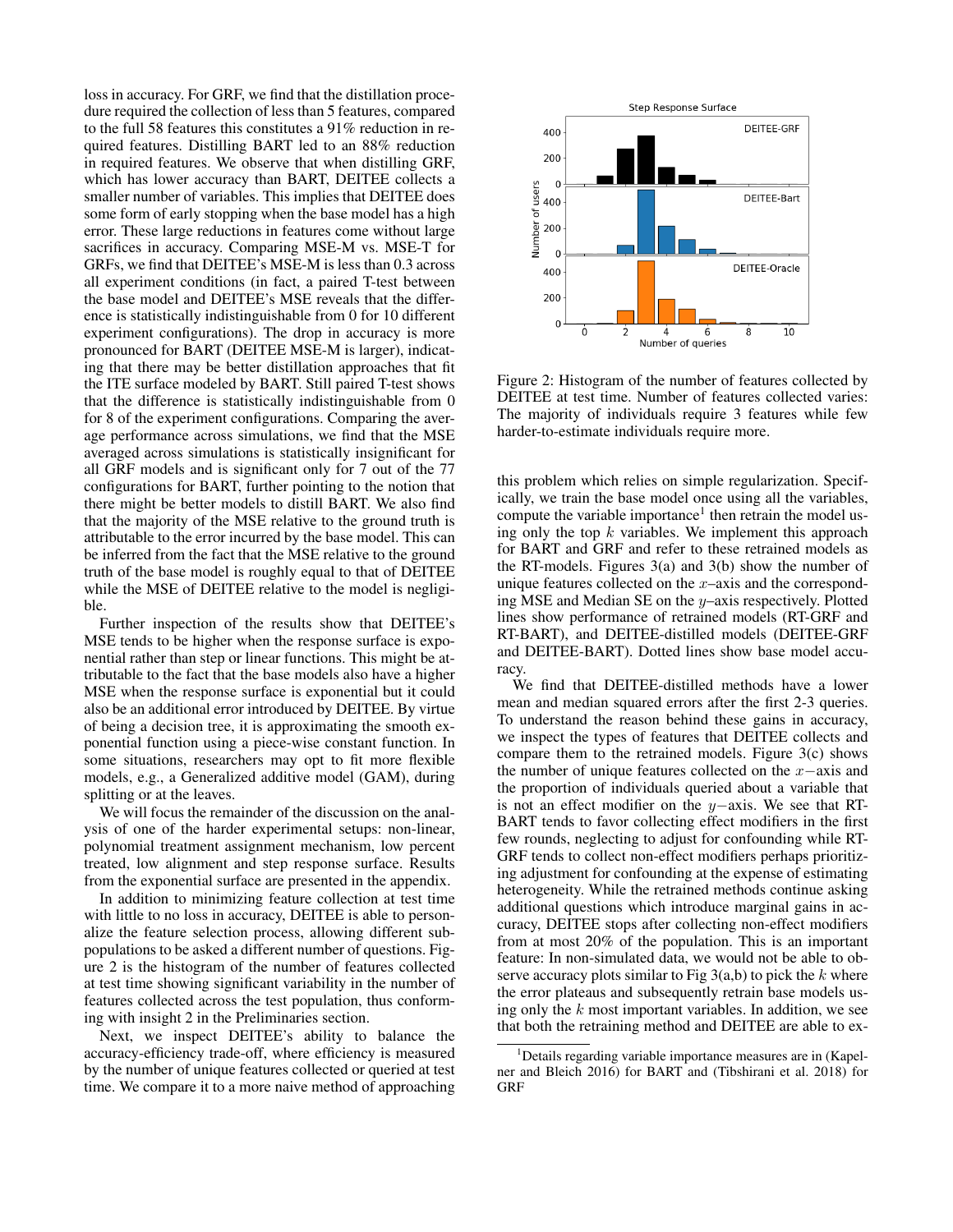loss in accuracy. For GRF, we find that the distillation procedure required the collection of less than 5 features, compared to the full 58 features this constitutes a 91% reduction in required features. Distilling BART led to an 88% reduction in required features. We observe that when distilling GRF, which has lower accuracy than BART, DEITEE collects a smaller number of variables. This implies that DEITEE does some form of early stopping when the base model has a high error. These large reductions in features come without large sacrifices in accuracy. Comparing MSE-M vs. MSE-T for GRFs, we find that DEITEE's MSE-M is less than 0.3 across all experiment conditions (in fact, a paired T-test between the base model and DEITEE's MSE reveals that the difference is statistically indistinguishable from 0 for 10 different experiment configurations). The drop in accuracy is more pronounced for BART (DEITEE MSE-M is larger), indicating that there may be better distillation approaches that fit the ITE surface modeled by BART. Still paired T-test shows that the difference is statistically indistinguishable from 0 for 8 of the experiment configurations. Comparing the average performance across simulations, we find that the MSE averaged across simulations is statistically insignificant for all GRF models and is significant only for 7 out of the 77 configurations for BART, further pointing to the notion that there might be better models to distill BART. We also find that the majority of the MSE relative to the ground truth is attributable to the error incurred by the base model. This can be inferred from the fact that the MSE relative to the ground truth of the base model is roughly equal to that of DEITEE while the MSE of DEITEE relative to the model is negligible.

Further inspection of the results show that DEITEE's MSE tends to be higher when the response surface is exponential rather than step or linear functions. This might be attributable to the fact that the base models also have a higher MSE when the response surface is exponential but it could also be an additional error introduced by DEITEE. By virtue of being a decision tree, it is approximating the smooth exponential function using a piece-wise constant function. In some situations, researchers may opt to fit more flexible models, e.g., a Generalized additive model (GAM), during splitting or at the leaves.

We will focus the remainder of the discussion on the analysis of one of the harder experimental setups: non-linear, polynomial treatment assignment mechanism, low percent treated, low alignment and step response surface. Results from the exponential surface are presented in the appendix.

In addition to minimizing feature collection at test time with little to no loss in accuracy, DEITEE is able to personalize the feature selection process, allowing different subpopulations to be asked a different number of questions. Figure 2 is the histogram of the number of features collected at test time showing significant variability in the number of features collected across the test population, thus conforming with insight 2 in the Preliminaries section.

Next, we inspect DEITEE's ability to balance the accuracy-efficiency trade-off, where efficiency is measured by the number of unique features collected or queried at test time. We compare it to a more naive method of approaching

Figure 2: Histogram of the number of features collected by DEITEE at test time. Number of features collected varies: The majority of individuals require 3 features while few harder-to-estimate individuals require more.

this problem which relies on simple regularization. Specifically, we train the base model once using all the variables, compute the variable importance[1] then retrain the model using only the top $k$ variables. We implement this approach for BART and GRF and refer to these retrained models as the RT-models. Figures 3(a) and 3(b) show the number of unique features collected on the $x$–axis and the corresponding MSE and Median SE on the $y$–axis respectively. Plotted lines show performance of retrained models (RT-GRF and RT-BART), and DEITEE-distilled models (DEITEE-GRF and DEITEE-BART). Dotted lines show base model accuracy.

We find that DEITEE-distilled methods have a lower mean and median squared errors after the first 2-3 queries. To understand the reason behind these gains in accuracy, we inspect the types of features that DEITEE collects and compare them to the retrained models. Figure 3(c) shows the number of unique features collected on the $x-$axis and the proportion of individuals queried about a variable that is not an effect modifier on the $y-$axis. We see that RT-BART tends to favor collecting effect modifiers in the first few rounds, neglecting to adjust for confounding while RT-GRF tends to collect non-effect modifiers perhaps prioritizing adjustment for confounding at the expense of estimating heterogeneity. While the retrained methods continue asking additional questions which introduce marginal gains in accuracy, DEITEE stops after collecting non-effect modifiers from at most 20% of the population. This is an important feature: In non-simulated data, we would not be able to observe accuracy plots similar to Fig 3(a,b) to pick the $k$ where the error plateaus and subsequently retrain base models using only the $k$ most important variables. In addition, we see that both the retraining method and DEITEE are able to ex-

[1]Details regarding variable importance measures are in (Kapelner and Bleich 2016) for BART and (Tibshirani et al. 2018) for GRF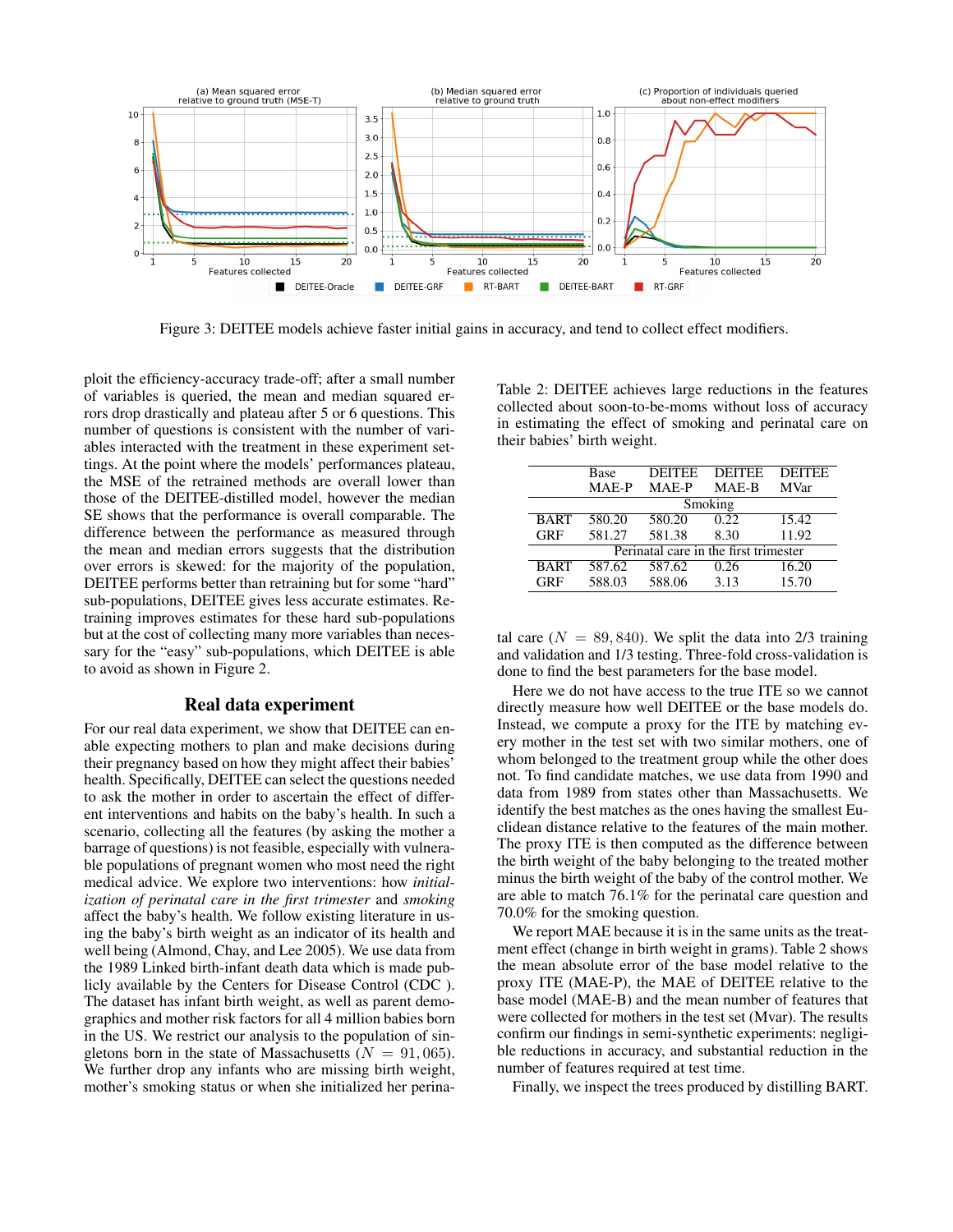(a) Mean squared error relative to ground truth (MSE-T)

(b) Median squared error relative to ground truth

(c) Proportion of individuals queried about non-effect modifiers

Features collected

DEITEE-Oracle DEITEE-GRF RT-BART DEITEE-BART RT-GRF

Figure 3: DEITEE models achieve faster initial gains in accuracy, and tend to collect effect modifiers.

ploit the efficiency-accuracy trade-off; after a small number of variables is queried, the mean and median squared errors drop drastically and plateau after 5 or 6 questions. This number of questions is consistent with the number of variables interacted with the treatment in these experiment settings. At the point where the models' performances plateau, the MSE of the retrained methods are overall lower than those of the DEITEE-distilled model, however the median SE shows that the performance is overall comparable. The difference between the performance as measured through the mean and median errors suggests that the distribution over errors is skewed: for the majority of the population, DEITEE performs better than retraining but for some "hard" sub-populations, DEITEE gives less accurate estimates. Retraining improves estimates for these hard sub-populations but at the cost of collecting many more variables than necessary for the "easy" sub-populations, which DEITEE is able to avoid as shown in Figure 2.

## Real data experiment

For our real data experiment, we show that DEITEE can enable expecting mothers to plan and make decisions during their pregnancy based on how they might affect their babies' health. Specifically, DEITEE can select the questions needed to ask the mother in order to ascertain the effect of different interventions and habits on the baby's health. In such a scenario, collecting all the features (by asking the mother a barrage of questions) is not feasible, especially with vulnerable populations of pregnant women who most need the right medical advice. We explore two interventions: how *initialization of perinatal care in the first trimester* and *smoking* affect the baby's health. We follow existing literature in using the baby's birth weight as an indicator of its health and well being (Almond, Chay, and Lee 2005). We use data from the 1989 Linked birth-infant death data which is made publicly available by the Centers for Disease Control (CDC ). The dataset has infant birth weight, as well as parent demographics and mother risk factors for all 4 million babies born in the US. We restrict our analysis to the population of singletons born in the state of Massachusetts ($N = 91,065$). We further drop any infants who are missing birth weight, mother's smoking status or when she initialized her perinatal care ($N = 89,840$). We split the data into 2/3 training and validation and 1/3 testing. Three-fold cross-validation is done to find the best parameters for the base model.

Here we do not have access to the true ITE so we cannot directly measure how well DEITEE or the base models do. Instead, we compute a proxy for the ITE by matching every mother in the test set with two similar mothers, one of whom belonged to the treatment group while the other does not. To find candidate matches, we use data from 1990 and data from 1989 from states other than Massachusetts. We identify the best matches as the ones having the smallest Euclidean distance relative to the features of the main mother. The proxy ITE is then computed as the difference between the birth weight of the baby belonging to the treated mother minus the birth weight of the baby of the control mother. We are able to match 76.1% for the perinatal care question and 70.0% for the smoking question.

We report MAE because it is in the same units as the treatment effect (change in birth weight in grams). Table 2 shows the mean absolute error of the base model relative to the proxy ITE (MAE-P), the MAE of DEITEE relative to the base model (MAE-B) and the mean number of features that were collected for mothers in the test set (Mvar). The results confirm our findings in semi-synthetic experiments: negligible reductions in accuracy, and substantial reduction in the number of features required at test time.

Finally, we inspect the trees produced by distilling BART.

Table 2: DEITEE achieves large reductions in the features collected about soon-to-be-moms without loss of accuracy in estimating the effect of smoking and perinatal care on their babies' birth weight.

| | Base MAE-P | DEITEE MAE-P | DEITEE MAE-B | DEITEE MVar |
|---|---|---|---|---|
| | Smoking | | | |
| BART | 580.20 | 580.20 | 0.22 | 15.42 |
| GRF | 581.27 | 581.38 | 8.30 | 11.92 |
| | Perinatal care in the first trimester | | | |
| BART | 587.62 | 587.62 | 0.26 | 16.20 |
| GRF | 588.03 | 588.06 | 3.13 | 15.70 |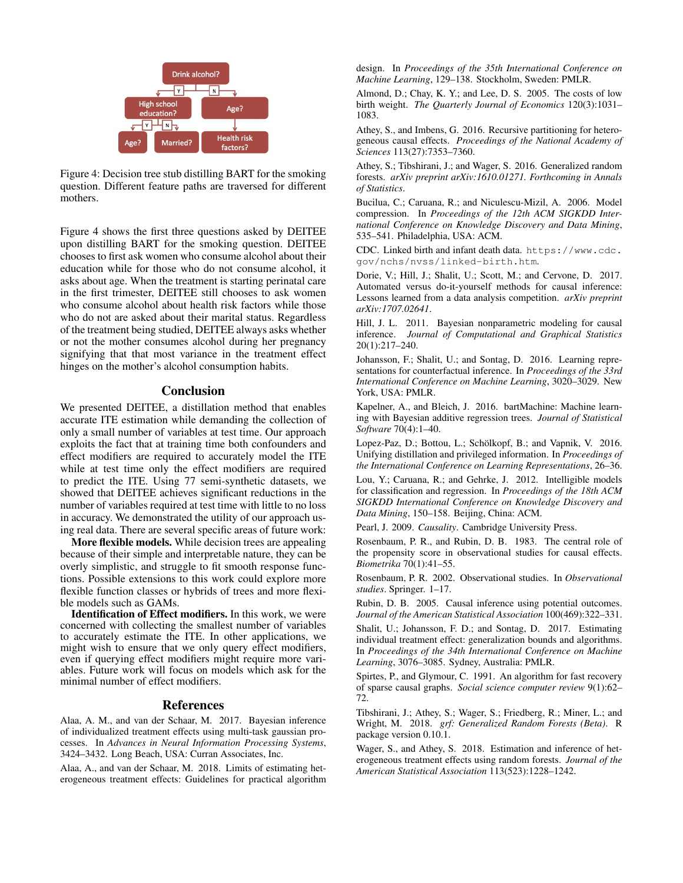Drink alcohol?

Y

N

High school education?

Age?

Y

N

Age?

Married?

Health risk factors?

Figure 4: Decision tree stub distilling BART for the smoking question. Different feature paths are traversed for different mothers.

Figure 4 shows the first three questions asked by DEITEE upon distilling BART for the smoking question. DEITEE chooses to first ask women who consume alcohol about their education while for those who do not consume alcohol, it asks about age. When the treatment is starting perinatal care in the first trimester, DEITEE still chooses to ask women who consume alcohol about health risk factors while those who do not are asked about their marital status. Regardless of the treatment being studied, DEITEE always asks whether or not the mother consumes alcohol during her pregnancy signifying that that most variance in the treatment effect hinges on the mother's alcohol consumption habits.

## Conclusion

We presented DEITEE, a distillation method that enables accurate ITE estimation while demanding the collection of only a small number of variables at test time. Our approach exploits the fact that at training time both confounders and effect modifiers are required to accurately model the ITE while at test time only the effect modifiers are required to predict the ITE. Using 77 semi-synthetic datasets, we showed that DEITEE achieves significant reductions in the number of variables required at test time with little to no loss in accuracy. We demonstrated the utility of our approach using real data. There are several specific areas of future work:

**More flexible models.** While decision trees are appealing because of their simple and interpretable nature, they can be overly simplistic, and struggle to fit smooth response functions. Possible extensions to this work could explore more flexible function classes or hybrids of trees and more flexible models such as GAMs.

**Identification of Effect modifiers.** In this work, we were concerned with collecting the smallest number of variables to accurately estimate the ITE. In other applications, we might wish to ensure that we only query effect modifiers, even if querying effect modifiers might require more variables. Future work will focus on models which ask for the minimal number of effect modifiers.

## References

Alaa, A. M., and van der Schaar, M. 2017. Bayesian inference of individualized treatment effects using multi-task gaussian processes. In *Advances in Neural Information Processing Systems*, 3424–3432. Long Beach, USA: Curran Associates, Inc.

Alaa, A., and van der Schaar, M. 2018. Limits of estimating heterogeneous treatment effects: Guidelines for practical algorithm design. In *Proceedings of the 35th International Conference on Machine Learning*, 129–138. Stockholm, Sweden: PMLR.

Almond, D.; Chay, K. Y.; and Lee, D. S. 2005. The costs of low birth weight. *The Quarterly Journal of Economics* 120(3):1031–1083.

Athey, S., and Imbens, G. 2016. Recursive partitioning for heterogeneous causal effects. *Proceedings of the National Academy of Sciences* 113(27):7353–7360.

Athey, S.; Tibshirani, J.; and Wager, S. 2016. Generalized random forests. *arXiv preprint arXiv:1610.01271. Forthcoming in Annals of Statistics*.

Bucilua, C.; Caruana, R.; and Niculescu-Mizil, A. 2006. Model compression. In *Proceedings of the 12th ACM SIGKDD International Conference on Knowledge Discovery and Data Mining*, 535–541. Philadelphia, USA: ACM.

CDC. Linked birth and infant death data. https://www.cdc.gov/nchs/nvss/linked-birth.htm.

Dorie, V.; Hill, J.; Shalit, U.; Scott, M.; and Cervone, D. 2017. Automated versus do-it-yourself methods for causal inference: Lessons learned from a data analysis competition. *arXiv preprint arXiv:1707.02641*.

Hill, J. L. 2011. Bayesian nonparametric modeling for causal inference. *Journal of Computational and Graphical Statistics* 20(1):217–240.

Johansson, F.; Shalit, U.; and Sontag, D. 2016. Learning representations for counterfactual inference. In *Proceedings of the 33rd International Conference on Machine Learning*, 3020–3029. New York, USA: PMLR.

Kapelner, A., and Bleich, J. 2016. bartMachine: Machine learning with Bayesian additive regression trees. *Journal of Statistical Software* 70(4):1–40.

Lopez-Paz, D.; Bottou, L.; Schölkopf, B.; and Vapnik, V. 2016. Unifying distillation and privileged information. In *Proceedings of the International Conference on Learning Representations*, 26–36.

Lou, Y.; Caruana, R.; and Gehrke, J. 2012. Intelligible models for classification and regression. In *Proceedings of the 18th ACM SIGKDD International Conference on Knowledge Discovery and Data Mining*, 150–158. Beijing, China: ACM.

Pearl, J. 2009. *Causality*. Cambridge University Press.

Rosenbaum, P. R., and Rubin, D. B. 1983. The central role of the propensity score in observational studies for causal effects. *Biometrika* 70(1):41–55.

Rosenbaum, P. R. 2002. Observational studies. In *Observational studies*. Springer. 1–17.

Rubin, D. B. 2005. Causal inference using potential outcomes. *Journal of the American Statistical Association* 100(469):322–331.

Shalit, U.; Johansson, F. D.; and Sontag, D. 2017. Estimating individual treatment effect: generalization bounds and algorithms. In *Proceedings of the 34th International Conference on Machine Learning*, 3076–3085. Sydney, Australia: PMLR.

Spirtes, P., and Glymour, C. 1991. An algorithm for fast recovery of sparse causal graphs. *Social science computer review* 9(1):62–72.

Tibshirani, J.; Athey, S.; Wager, S.; Friedberg, R.; Miner, L.; and Wright, M. 2018. *grf: Generalized Random Forests (Beta)*. R package version 0.10.1.

Wager, S., and Athey, S. 2018. Estimation and inference of heterogeneous treatment effects using random forests. *Journal of the American Statistical Association* 113(523):1228–1242.